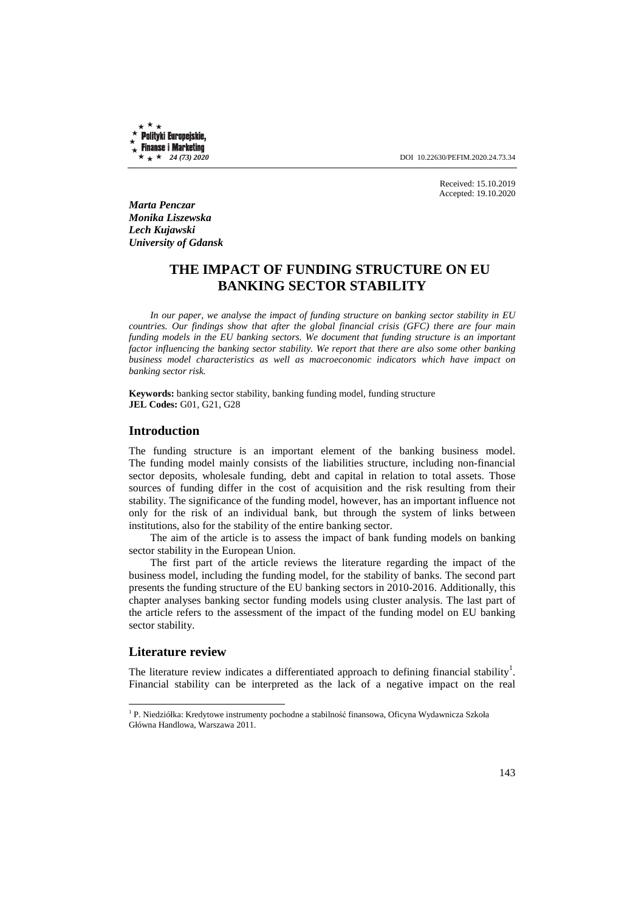DOI 10.22630/PEFIM.2020.24.73.34

Received: 15.10.2019
Accepted: 19.10.2020

***Marta Penczar***
***Monika Liszewska***
***Lech Kujawski***
***University of Gdansk***

# THE IMPACT OF FUNDING STRUCTURE ON EU BANKING SECTOR STABILITY

*In our paper, we analyse the impact of funding structure on banking sector stability in EU countries. Our findings show that after the global financial crisis (GFC) there are four main funding models in the EU banking sectors. We document that funding structure is an important factor influencing the banking sector stability. We report that there are also some other banking business model characteristics as well as macroeconomic indicators which have impact on banking sector risk.*

**Keywords:** banking sector stability, banking funding model, funding structure
**JEL Codes:** G01, G21, G28

## Introduction

The funding structure is an important element of the banking business model. The funding model mainly consists of the liabilities structure, including non-financial sector deposits, wholesale funding, debt and capital in relation to total assets. Those sources of funding differ in the cost of acquisition and the risk resulting from their stability. The significance of the funding model, however, has an important influence not only for the risk of an individual bank, but through the system of links between institutions, also for the stability of the entire banking sector.

The aim of the article is to assess the impact of bank funding models on banking sector stability in the European Union.

The first part of the article reviews the literature regarding the impact of the business model, including the funding model, for the stability of banks. The second part presents the funding structure of the EU banking sectors in 2010-2016. Additionally, this chapter analyses banking sector funding models using cluster analysis. The last part of the article refers to the assessment of the impact of the funding model on EU banking sector stability.

## Literature review

The literature review indicates a differentiated approach to defining financial stability[1]. Financial stability can be interpreted as the lack of a negative impact on the real

[1] P. Niedziółka: Kredytowe instrumenty pochodne a stabilność finansowa, Oficyna Wydawnicza Szkoła Główna Handlowa, Warszawa 2011.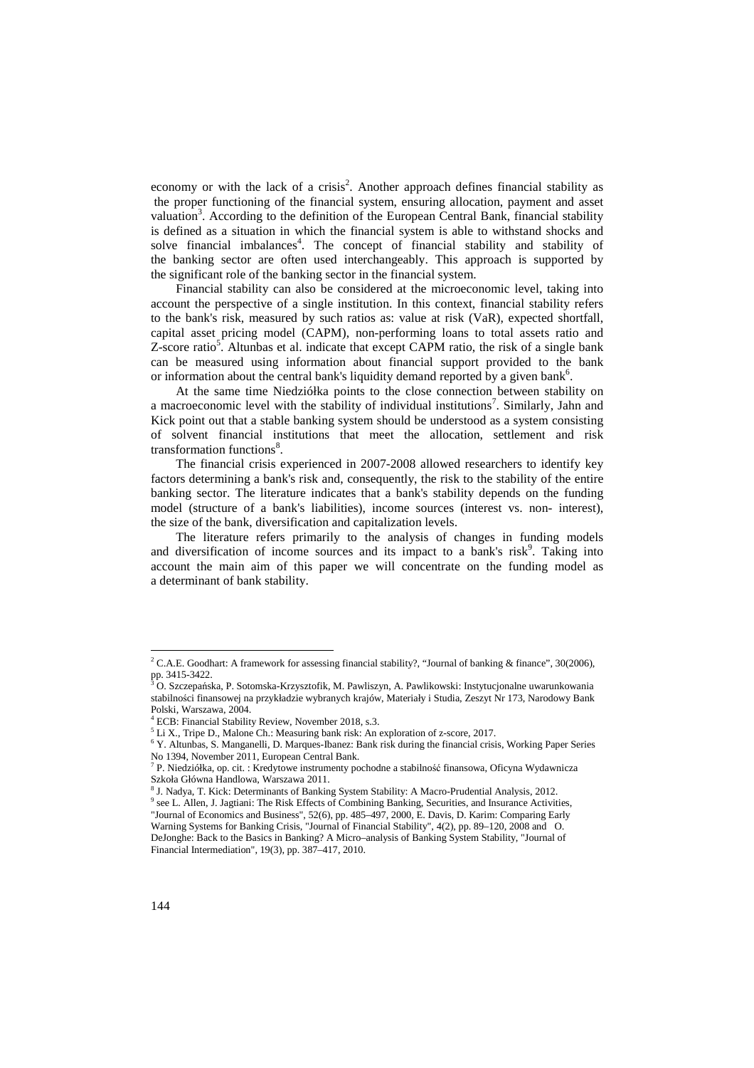economy or with the lack of a crisis[2]. Another approach defines financial stability as the proper functioning of the financial system, ensuring allocation, payment and asset valuation[3]. According to the definition of the European Central Bank, financial stability is defined as a situation in which the financial system is able to withstand shocks and solve financial imbalances[4]. The concept of financial stability and stability of the banking sector are often used interchangeably. This approach is supported by the significant role of the banking sector in the financial system.

Financial stability can also be considered at the microeconomic level, taking into account the perspective of a single institution. In this context, financial stability refers to the bank's risk, measured by such ratios as: value at risk (VaR), expected shortfall, capital asset pricing model (CAPM), non-performing loans to total assets ratio and Z-score ratio[5]. Altunbas et al. indicate that except CAPM ratio, the risk of a single bank can be measured using information about financial support provided to the bank or information about the central bank's liquidity demand reported by a given bank[6].

At the same time Niedziółka points to the close connection between stability on a macroeconomic level with the stability of individual institutions[7]. Similarly, Jahn and Kick point out that a stable banking system should be understood as a system consisting of solvent financial institutions that meet the allocation, settlement and risk transformation functions[8].

The financial crisis experienced in 2007-2008 allowed researchers to identify key factors determining a bank's risk and, consequently, the risk to the stability of the entire banking sector. The literature indicates that a bank's stability depends on the funding model (structure of a bank's liabilities), income sources (interest vs. non- interest), the size of the bank, diversification and capitalization levels.

The literature refers primarily to the analysis of changes in funding models and diversification of income sources and its impact to a bank's risk[9]. Taking into account the main aim of this paper we will concentrate on the funding model as a determinant of bank stability.

---

[2] C.A.E. Goodhart: A framework for assessing financial stability?, "Journal of banking & finance", 30(2006), pp. 3415-3422.

[3] O. Szczepańska, P. Sotomska-Krzysztofik, M. Pawliszyn, A. Pawlikowski: Instytucjonalne uwarunkowania stabilności finansowej na przykładzie wybranych krajów, Materiały i Studia, Zeszyt Nr 173, Narodowy Bank Polski, Warszawa, 2004.

[4] ECB: Financial Stability Review, November 2018, s.3.

[5] Li X., Tripe D., Malone Ch.: Measuring bank risk: An exploration of z-score, 2017.

[6] Y. Altunbas, S. Manganelli, D. Marques-Ibanez: Bank risk during the financial crisis, Working Paper Series No 1394, November 2011, European Central Bank.

[7] P. Niedziółka, op. cit. : Kredytowe instrumenty pochodne a stabilność finansowa, Oficyna Wydawnicza Szkoła Główna Handlowa, Warszawa 2011.

[8] J. Nadya, T. Kick: Determinants of Banking System Stability: A Macro-Prudential Analysis, 2012.

[9] see L. Allen, J. Jagtiani: The Risk Effects of Combining Banking, Securities, and Insurance Activities, "Journal of Economics and Business", 52(6), pp. 485–497, 2000, E. Davis, D. Karim: Comparing Early Warning Systems for Banking Crisis, "Journal of Financial Stability", 4(2), pp. 89–120, 2008 and O. DeJonghe: Back to the Basics in Banking? A Micro–analysis of Banking System Stability, "Journal of Financial Intermediation", 19(3), pp. 387–417, 2010.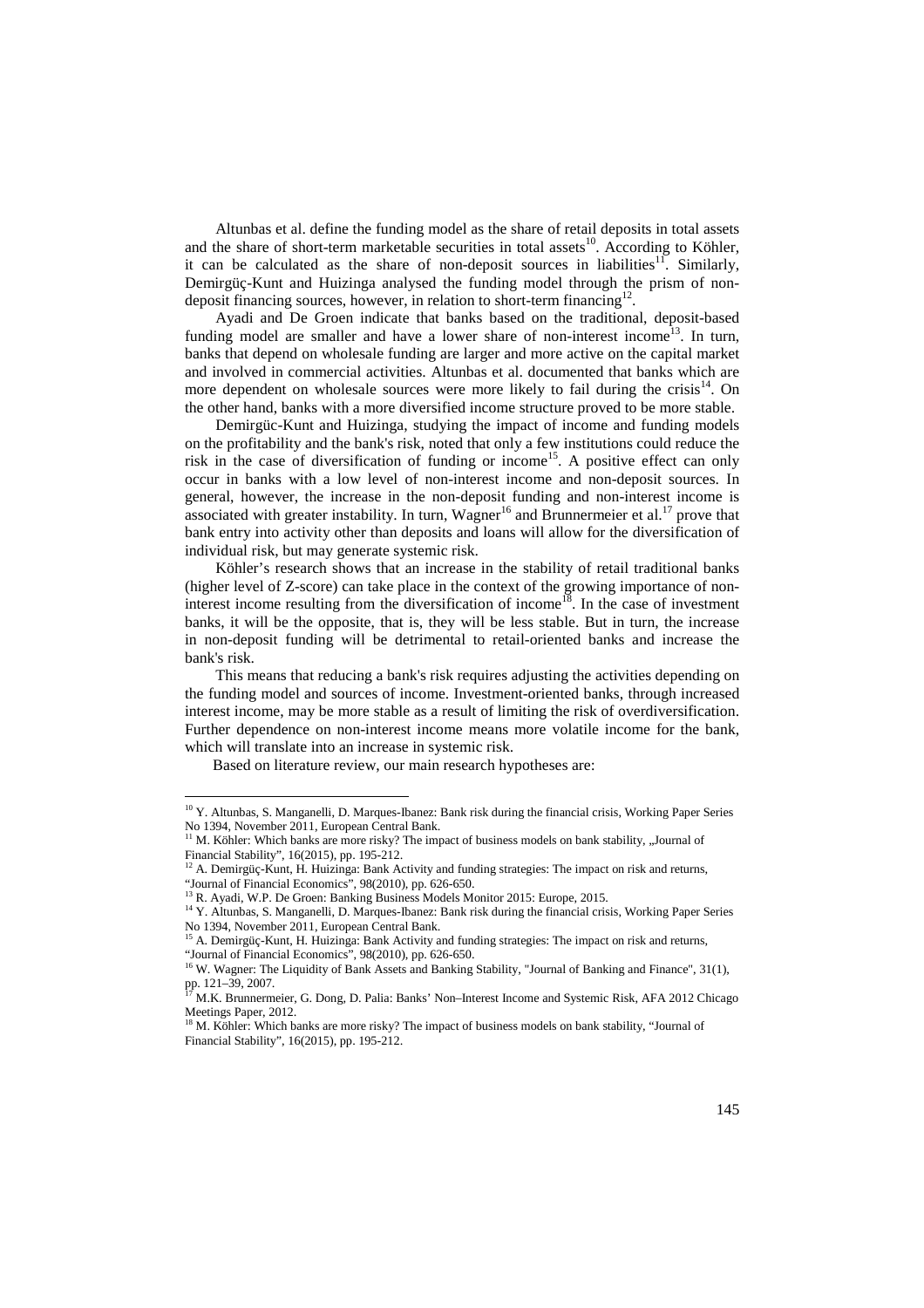Altunbas et al. define the funding model as the share of retail deposits in total assets and the share of short-term marketable securities in total assets[10]. According to Köhler, it can be calculated as the share of non-deposit sources in liabilities[11]. Similarly, Demirgüç-Kunt and Huizinga analysed the funding model through the prism of non-deposit financing sources, however, in relation to short-term financing[12].

Ayadi and De Groen indicate that banks based on the traditional, deposit-based funding model are smaller and have a lower share of non-interest income[13]. In turn, banks that depend on wholesale funding are larger and more active on the capital market and involved in commercial activities. Altunbas et al. documented that banks which are more dependent on wholesale sources were more likely to fail during the crisis[14]. On the other hand, banks with a more diversified income structure proved to be more stable.

Demirgüc-Kunt and Huizinga, studying the impact of income and funding models on the profitability and the bank's risk, noted that only a few institutions could reduce the risk in the case of diversification of funding or income[15]. A positive effect can only occur in banks with a low level of non-interest income and non-deposit sources. In general, however, the increase in the non-deposit funding and non-interest income is associated with greater instability. In turn, Wagner[16] and Brunnermeier et al.[17] prove that bank entry into activity other than deposits and loans will allow for the diversification of individual risk, but may generate systemic risk.

Köhler's research shows that an increase in the stability of retail traditional banks (higher level of Z-score) can take place in the context of the growing importance of non-interest income resulting from the diversification of income[18]. In the case of investment banks, it will be the opposite, that is, they will be less stable. But in turn, the increase in non-deposit funding will be detrimental to retail-oriented banks and increase the bank's risk.

This means that reducing a bank's risk requires adjusting the activities depending on the funding model and sources of income. Investment-oriented banks, through increased interest income, may be more stable as a result of limiting the risk of overdiversification. Further dependence on non-interest income means more volatile income for the bank, which will translate into an increase in systemic risk.

Based on literature review, our main research hypotheses are:

---

[10] Y. Altunbas, S. Manganelli, D. Marques-Ibanez: Bank risk during the financial crisis, Working Paper Series No 1394, November 2011, European Central Bank.

[11] M. Köhler: Which banks are more risky? The impact of business models on bank stability, „Journal of Financial Stability", 16(2015), pp. 195-212.

[12] A. Demirgüç-Kunt, H. Huizinga: Bank Activity and funding strategies: The impact on risk and returns, "Journal of Financial Economics", 98(2010), pp. 626-650.

[13] R. Ayadi, W.P. De Groen: Banking Business Models Monitor 2015: Europe, 2015.

[14] Y. Altunbas, S. Manganelli, D. Marques-Ibanez: Bank risk during the financial crisis, Working Paper Series No 1394, November 2011, European Central Bank.

[15] A. Demirgüç-Kunt, H. Huizinga: Bank Activity and funding strategies: The impact on risk and returns, "Journal of Financial Economics", 98(2010), pp. 626-650.

[16] W. Wagner: The Liquidity of Bank Assets and Banking Stability, "Journal of Banking and Finance", 31(1), pp. 121–39, 2007.

[17] M.K. Brunnermeier, G. Dong, D. Palia: Banks' Non–Interest Income and Systemic Risk, AFA 2012 Chicago Meetings Paper, 2012.

[18] M. Köhler: Which banks are more risky? The impact of business models on bank stability, "Journal of Financial Stability", 16(2015), pp. 195-212.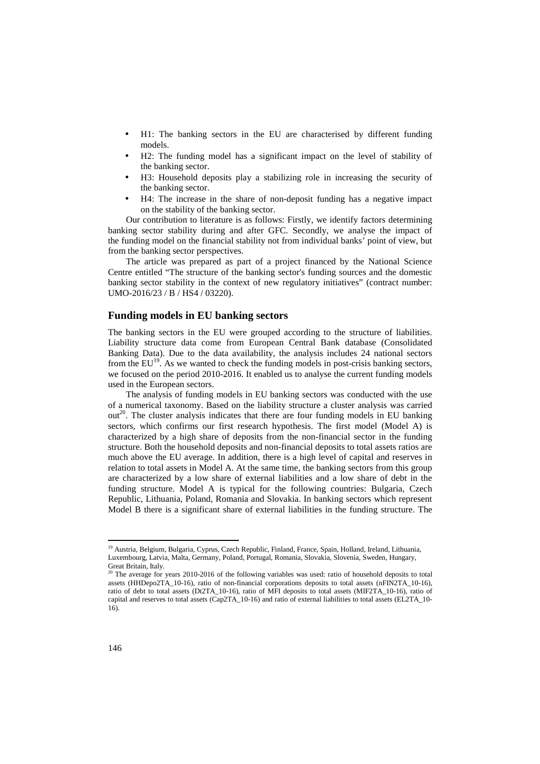- H1: The banking sectors in the EU are characterised by different funding models.
- H2: The funding model has a significant impact on the level of stability of the banking sector.
- H3: Household deposits play a stabilizing role in increasing the security of the banking sector.
- H4: The increase in the share of non-deposit funding has a negative impact on the stability of the banking sector.

Our contribution to literature is as follows: Firstly, we identify factors determining banking sector stability during and after GFC. Secondly, we analyse the impact of the funding model on the financial stability not from individual banks' point of view, but from the banking sector perspectives.

The article was prepared as part of a project financed by the National Science Centre entitled "The structure of the banking sector's funding sources and the domestic banking sector stability in the context of new regulatory initiatives" (contract number: UMO-2016/23 / B / HS4 / 03220).

## Funding models in EU banking sectors

The banking sectors in the EU were grouped according to the structure of liabilities. Liability structure data come from European Central Bank database (Consolidated Banking Data). Due to the data availability, the analysis includes 24 national sectors from the EU[19]. As we wanted to check the funding models in post-crisis banking sectors, we focused on the period 2010-2016. It enabled us to analyse the current funding models used in the European sectors.

The analysis of funding models in EU banking sectors was conducted with the use of a numerical taxonomy. Based on the liability structure a cluster analysis was carried out[20]. The cluster analysis indicates that there are four funding models in EU banking sectors, which confirms our first research hypothesis. The first model (Model A) is characterized by a high share of deposits from the non-financial sector in the funding structure. Both the household deposits and non-financial deposits to total assets ratios are much above the EU average. In addition, there is a high level of capital and reserves in relation to total assets in Model A. At the same time, the banking sectors from this group are characterized by a low share of external liabilities and a low share of debt in the funding structure. Model A is typical for the following countries: Bulgaria, Czech Republic, Lithuania, Poland, Romania and Slovakia. In banking sectors which represent Model B there is a significant share of external liabilities in the funding structure. The

---

[19] Austria, Belgium, Bulgaria, Cyprus, Czech Republic, Finland, France, Spain, Holland, Ireland, Lithuania, Luxembourg, Latvia, Malta, Germany, Poland, Portugal, Romania, Slovakia, Slovenia, Sweden, Hungary, Great Britain, Italy.

[20] The average for years 2010-2016 of the following variables was used: ratio of household deposits to total assets (HHDepo2TA_10-16), ratio of non-financial corporations deposits to total assets (nFIN2TA_10-16), ratio of debt to total assets (Dt2TA_10-16), ratio of MFI deposits to total assets (MIF2TA_10-16), ratio of capital and reserves to total assets (Cap2TA_10-16) and ratio of external liabilities to total assets (EL2TA_10-16).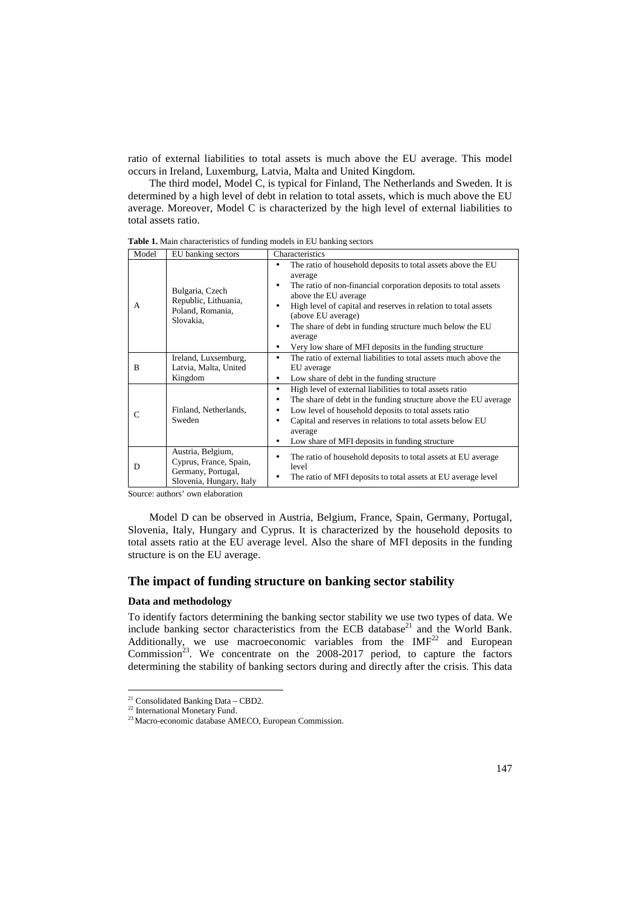ratio of external liabilities to total assets is much above the EU average. This model occurs in Ireland, Luxemburg, Latvia, Malta and United Kingdom.

The third model, Model C, is typical for Finland, The Netherlands and Sweden. It is determined by a high level of debt in relation to total assets, which is much above the EU average. Moreover, Model C is characterized by the high level of external liabilities to total assets ratio.

**Table 1.** Main characteristics of funding models in EU banking sectors

| Model | EU banking sectors | Characteristics |
|---|---|---|
| A | Bulgaria, Czech Republic, Lithuania, Poland, Romania, Slovakia, | • The ratio of household deposits to total assets above the EU average<br>• The ratio of non-financial corporation deposits to total assets above the EU average<br>• High level of capital and reserves in relation to total assets (above EU average)<br>• The share of debt in funding structure much below the EU average<br>• Very low share of MFI deposits in the funding structure |
| B | Ireland, Luxsemburg, Latvia, Malta, United Kingdom | • The ratio of external liabilities to total assets much above the EU average<br>• Low share of debt in the funding structure |
| C | Finland, Netherlands, Sweden | • High level of external liabilities to total assets ratio<br>• The share of debt in the funding structure above the EU average<br>• Low level of household deposits to total assets ratio<br>• Capital and reserves in relations to total assets below EU average<br>• Low share of MFI deposits in funding structure |
| D | Austria, Belgium, Cyprus, France, Spain, Germany, Portugal, Slovenia, Hungary, Italy | • The ratio of household deposits to total assets at EU average level<br>• The ratio of MFI deposits to total assets at EU average level |

Source: authors' own elaboration

Model D can be observed in Austria, Belgium, France, Spain, Germany, Portugal, Slovenia, Italy, Hungary and Cyprus. It is characterized by the household deposits to total assets ratio at the EU average level. Also the share of MFI deposits in the funding structure is on the EU average.

## The impact of funding structure on banking sector stability

### Data and methodology

To identify factors determining the banking sector stability we use two types of data. We include banking sector characteristics from the ECB database[21] and the World Bank. Additionally, we use macroeconomic variables from the IMF[22] and European Commission[23]. We concentrate on the 2008-2017 period, to capture the factors determining the stability of banking sectors during and directly after the crisis. This data

[21] Consolidated Banking Data – CBD2.

[22] International Monetary Fund.

[23] Macro-economic database AMECO, European Commission.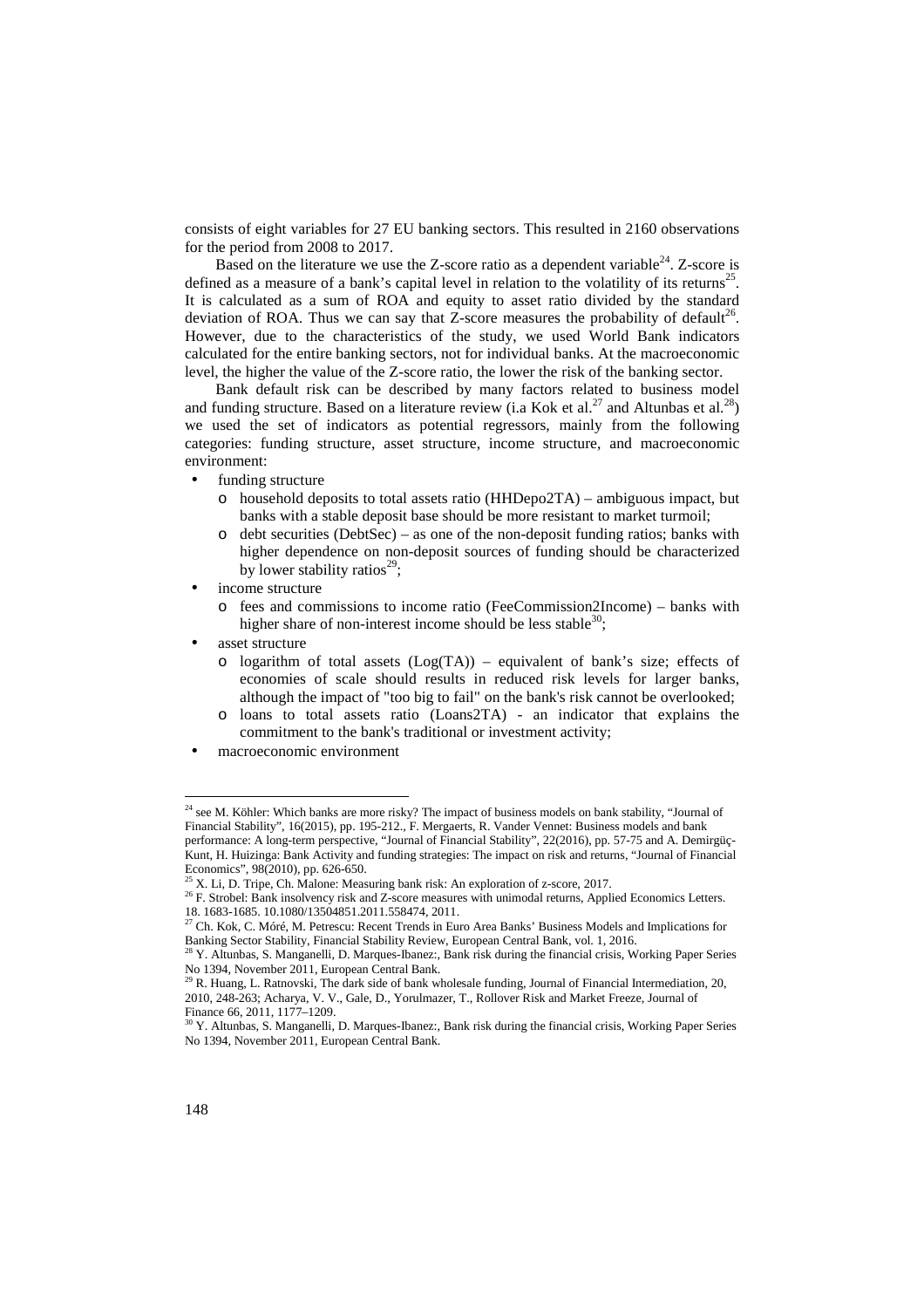consists of eight variables for 27 EU banking sectors. This resulted in 2160 observations for the period from 2008 to 2017.

Based on the literature we use the Z-score ratio as a dependent variable[24]. Z-score is defined as a measure of a bank's capital level in relation to the volatility of its returns[25]. It is calculated as a sum of ROA and equity to asset ratio divided by the standard deviation of ROA. Thus we can say that Z-score measures the probability of default[26]. However, due to the characteristics of the study, we used World Bank indicators calculated for the entire banking sectors, not for individual banks. At the macroeconomic level, the higher the value of the Z-score ratio, the lower the risk of the banking sector.

Bank default risk can be described by many factors related to business model and funding structure. Based on a literature review (i.a Kok et al.[27] and Altunbas et al.[28]) we used the set of indicators as potential regressors, mainly from the following categories: funding structure, asset structure, income structure, and macroeconomic environment:

- funding structure
  - household deposits to total assets ratio (HHDepo2TA) – ambiguous impact, but banks with a stable deposit base should be more resistant to market turmoil;
  - debt securities (DebtSec) – as one of the non-deposit funding ratios; banks with higher dependence on non-deposit sources of funding should be characterized by lower stability ratios[29];
- income structure
  - fees and commissions to income ratio (FeeCommission2Income) – banks with higher share of non-interest income should be less stable[30];
- asset structure
  - logarithm of total assets (Log(TA)) – equivalent of bank's size; effects of economies of scale should results in reduced risk levels for larger banks, although the impact of "too big to fail" on the bank's risk cannot be overlooked;
  - loans to total assets ratio (Loans2TA) - an indicator that explains the commitment to the bank's traditional or investment activity;
- macroeconomic environment

---

[24] see M. Köhler: Which banks are more risky? The impact of business models on bank stability, "Journal of Financial Stability", 16(2015), pp. 195-212., F. Mergaerts, R. Vander Vennet: Business models and bank performance: A long-term perspective, "Journal of Financial Stability", 22(2016), pp. 57-75 and A. Demirgüç-Kunt, H. Huizinga: Bank Activity and funding strategies: The impact on risk and returns, "Journal of Financial Economics", 98(2010), pp. 626-650.

[25] X. Li, D. Tripe, Ch. Malone: Measuring bank risk: An exploration of z-score, 2017.

[26] F. Strobel: Bank insolvency risk and Z-score measures with unimodal returns, Applied Economics Letters. 18. 1683-1685. 10.1080/13504851.2011.558474, 2011.

[27] Ch. Kok, C. Móré, M. Petrescu: Recent Trends in Euro Area Banks' Business Models and Implications for Banking Sector Stability, Financial Stability Review, European Central Bank, vol. 1, 2016.

[28] Y. Altunbas, S. Manganelli, D. Marques-Ibanez:, Bank risk during the financial crisis, Working Paper Series No 1394, November 2011, European Central Bank.

[29] R. Huang, L. Ratnovski, The dark side of bank wholesale funding, Journal of Financial Intermediation, 20, 2010, 248-263; Acharya, V. V., Gale, D., Yorulmazer, T., Rollover Risk and Market Freeze, Journal of Finance 66, 2011, 1177–1209.

[30] Y. Altunbas, S. Manganelli, D. Marques-Ibanez:, Bank risk during the financial crisis, Working Paper Series No 1394, November 2011, European Central Bank.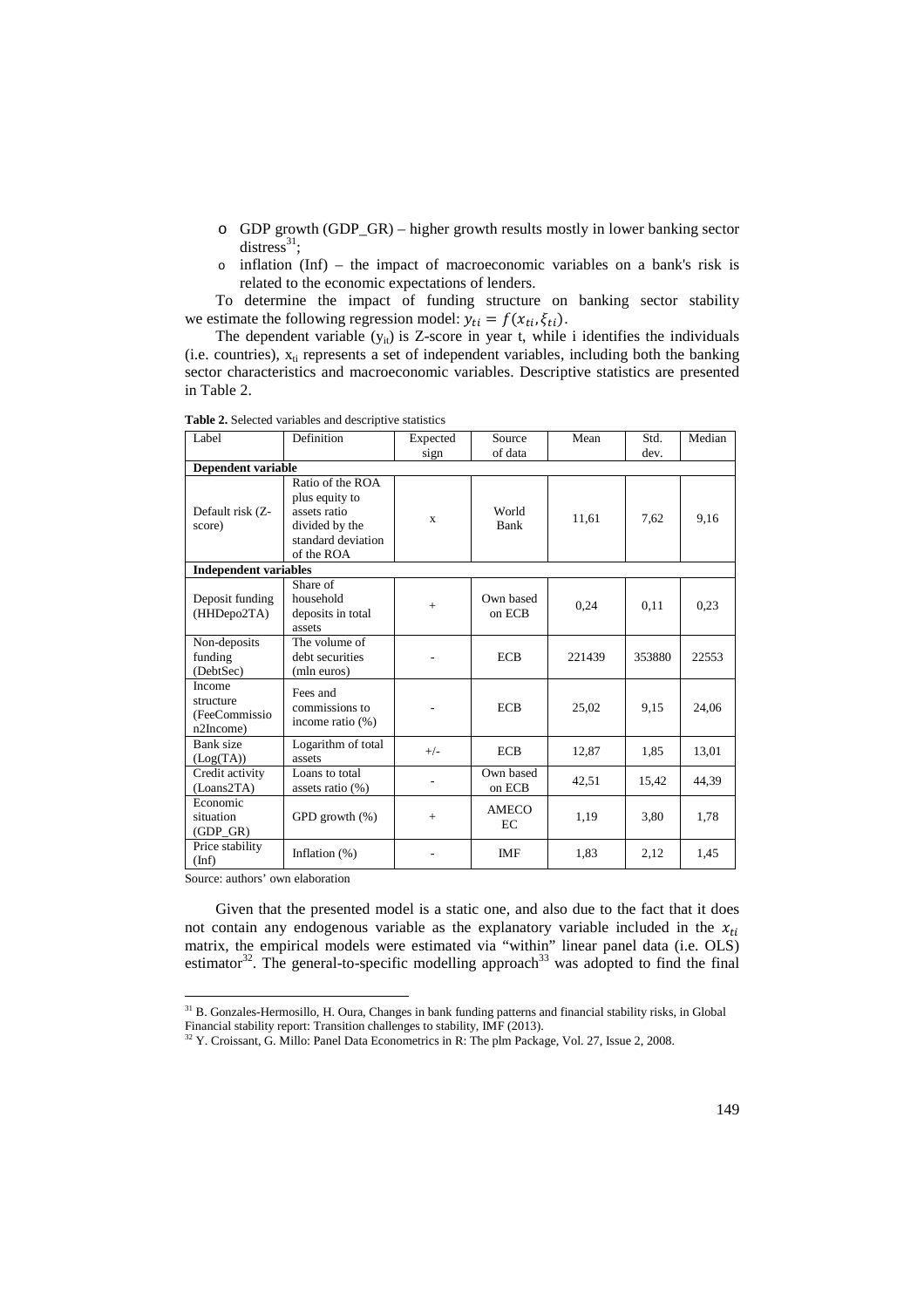- GDP growth (GDP_GR) – higher growth results mostly in lower banking sector distress[31];
- inflation (Inf) – the impact of macroeconomic variables on a bank's risk is related to the economic expectations of lenders.

To determine the impact of funding structure on banking sector stability we estimate the following regression model: $y_{ti} = f(x_{ti}, \xi_{ti})$.

The dependent variable ($y_{it}$) is Z-score in year t, while i identifies the individuals (i.e. countries), $x_{ti}$ represents a set of independent variables, including both the banking sector characteristics and macroeconomic variables. Descriptive statistics are presented in Table 2.

**Table 2.** Selected variables and descriptive statistics

| Label | Definition | Expected sign | Source of data | Mean | Std. dev. | Median |
|---|---|---|---|---|---|---|
| **Dependent variable** | | | | | | |
| Default risk (Z-score) | Ratio of the ROA plus equity to assets ratio divided by the standard deviation of the ROA | x | World Bank | 11,61 | 7,62 | 9,16 |
| **Independent variables** | | | | | | |
| Deposit funding (HHDepo2TA) | Share of household deposits in total assets | + | Own based on ECB | 0,24 | 0,11 | 0,23 |
| Non-deposits funding (DebtSec) | The volume of debt securities (mln euros) | - | ECB | 221439 | 353880 | 22553 |
| Income structure (FeeCommission2Income) | Fees and commissions to income ratio (%) | - | ECB | 25,02 | 9,15 | 24,06 |
| Bank size (Log(TA)) | Logarithm of total assets | +/- | ECB | 12,87 | 1,85 | 13,01 |
| Credit activity (Loans2TA) | Loans to total assets ratio (%) | - | Own based on ECB | 42,51 | 15,42 | 44,39 |
| Economic situation (GDP_GR) | GPD growth (%) | + | AMECO EC | 1,19 | 3,80 | 1,78 |
| Price stability (Inf) | Inflation (%) | - | IMF | 1,83 | 2,12 | 1,45 |

Source: authors' own elaboration

Given that the presented model is a static one, and also due to the fact that it does not contain any endogenous variable as the explanatory variable included in the $x_{ti}$ matrix, the empirical models were estimated via "within" linear panel data (i.e. OLS) estimator[32]. The general-to-specific modelling approach[33] was adopted to find the final

[31] B. Gonzales-Hermosillo, H. Oura, Changes in bank funding patterns and financial stability risks, in Global Financial stability report: Transition challenges to stability, IMF (2013).

[32] Y. Croissant, G. Millo: Panel Data Econometrics in R: The plm Package, Vol. 27, Issue 2, 2008.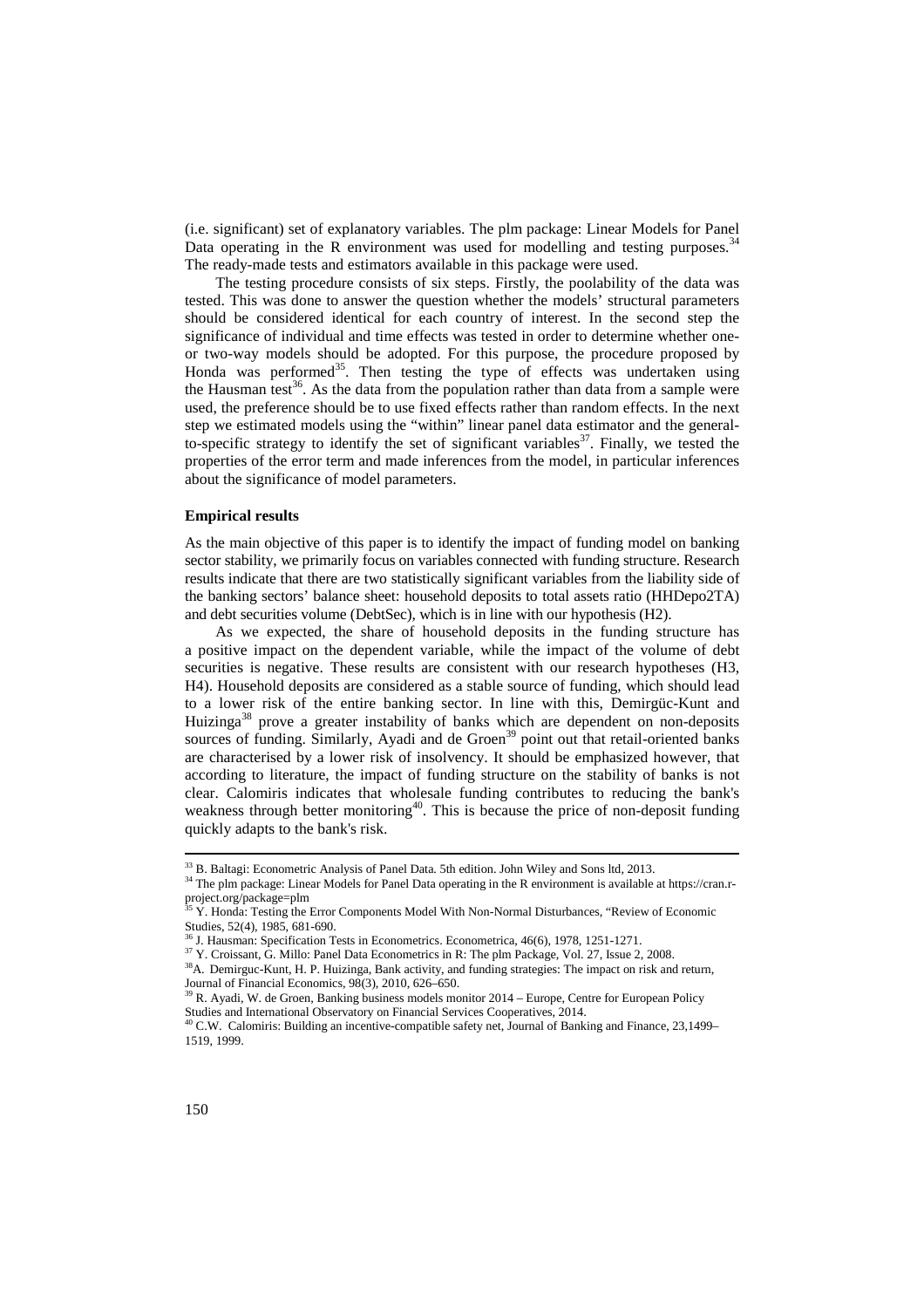(i.e. significant) set of explanatory variables. The plm package: Linear Models for Panel Data operating in the R environment was used for modelling and testing purposes.[34] The ready-made tests and estimators available in this package were used.

The testing procedure consists of six steps. Firstly, the poolability of the data was tested. This was done to answer the question whether the models' structural parameters should be considered identical for each country of interest. In the second step the significance of individual and time effects was tested in order to determine whether one- or two-way models should be adopted. For this purpose, the procedure proposed by Honda was performed[35]. Then testing the type of effects was undertaken using the Hausman test[36]. As the data from the population rather than data from a sample were used, the preference should be to use fixed effects rather than random effects. In the next step we estimated models using the "within" linear panel data estimator and the general-to-specific strategy to identify the set of significant variables[37]. Finally, we tested the properties of the error term and made inferences from the model, in particular inferences about the significance of model parameters.

**Empirical results**

As the main objective of this paper is to identify the impact of funding model on banking sector stability, we primarily focus on variables connected with funding structure. Research results indicate that there are two statistically significant variables from the liability side of the banking sectors' balance sheet: household deposits to total assets ratio (HHDepo2TA) and debt securities volume (DebtSec), which is in line with our hypothesis (H2).

As we expected, the share of household deposits in the funding structure has a positive impact on the dependent variable, while the impact of the volume of debt securities is negative. These results are consistent with our research hypotheses (H3, H4). Household deposits are considered as a stable source of funding, which should lead to a lower risk of the entire banking sector. In line with this, Demirgüc-Kunt and Huizinga[38] prove a greater instability of banks which are dependent on non-deposits sources of funding. Similarly, Ayadi and de Groen[39] point out that retail-oriented banks are characterised by a lower risk of insolvency. It should be emphasized however, that according to literature, the impact of funding structure on the stability of banks is not clear. Calomiris indicates that wholesale funding contributes to reducing the bank's weakness through better monitoring[40]. This is because the price of non-deposit funding quickly adapts to the bank's risk.

---

[33] B. Baltagi: Econometric Analysis of Panel Data. 5th edition. John Wiley and Sons ltd, 2013.

[34] The plm package: Linear Models for Panel Data operating in the R environment is available at https://cran.r-project.org/package=plm

[35] Y. Honda: Testing the Error Components Model With Non-Normal Disturbances, "Review of Economic Studies, 52(4), 1985, 681-690.

[36] J. Hausman: Specification Tests in Econometrics. Econometrica, 46(6), 1978, 1251-1271.

[37] Y. Croissant, G. Millo: Panel Data Econometrics in R: The plm Package, Vol. 27, Issue 2, 2008.

[38] A. Demirguc-Kunt, H. P. Huizinga, Bank activity, and funding strategies: The impact on risk and return, Journal of Financial Economics, 98(3), 2010, 626–650.

[39] R. Ayadi, W. de Groen, Banking business models monitor 2014 – Europe, Centre for European Policy Studies and International Observatory on Financial Services Cooperatives, 2014.

[40] C.W. Calomiris: Building an incentive-compatible safety net, Journal of Banking and Finance, 23,1499–1519, 1999.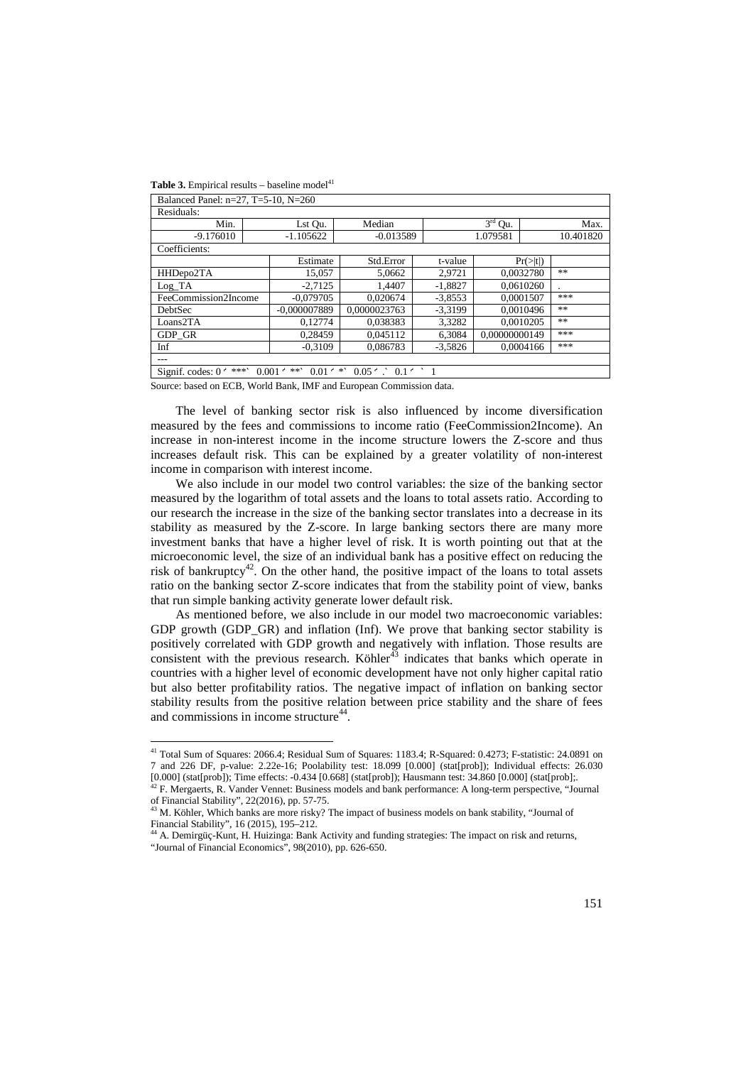**Table 3.** Empirical results – baseline model[41]

| Balanced Panel: n=27, T=5-10, N=260 | | | | | |
|---|---|---|---|---|---|
| Residuals: | | | | | |
| Min. | Lst Qu. | Median | 3[rd] Qu. | Max. | |
| -9.176010 | -1.105622 | -0.013589 | 1.079581 | 10.401820 | |
| Coefficients: | | | | | |
| | Estimate | Std.Error | t-value | Pr(>\|t\|) | |
| HHDepo2TA | 15,057 | 5,0662 | 2,9721 | 0,0032780 | ** |
| Log_TA | -2,7125 | 1,4407 | -1,8827 | 0,0610260 | . |
| FeeCommission2Income | -0,079705 | 0,020674 | -3,8553 | 0,0001507 | *** |
| DebtSec | -0,000007889 | 0,0000023763 | -3,3199 | 0,0010496 | ** |
| Loans2TA | 0,12774 | 0,038383 | 3,3282 | 0,0010205 | ** |
| GDP_GR | 0,28459 | 0,045112 | 6,3084 | 0,00000000149 | *** |
| Inf | -0,3109 | 0,086783 | -3,5826 | 0,0004166 | *** |
| --- | | | | | |
| Signif. codes: 0 ‘ ***’ 0.001 ‘ **’ 0.01 ‘ *’ 0.05 ‘ .’ 0.1 ‘ ’ 1 | | | | | |

Source: based on ECB, World Bank, IMF and European Commission data.

The level of banking sector risk is also influenced by income diversification measured by the fees and commissions to income ratio (FeeCommission2Income). An increase in non-interest income in the income structure lowers the Z-score and thus increases default risk. This can be explained by a greater volatility of non-interest income in comparison with interest income.

We also include in our model two control variables: the size of the banking sector measured by the logarithm of total assets and the loans to total assets ratio. According to our research the increase in the size of the banking sector translates into a decrease in its stability as measured by the Z-score. In large banking sectors there are many more investment banks that have a higher level of risk. It is worth pointing out that at the microeconomic level, the size of an individual bank has a positive effect on reducing the risk of bankruptcy[42]. On the other hand, the positive impact of the loans to total assets ratio on the banking sector Z-score indicates that from the stability point of view, banks that run simple banking activity generate lower default risk.

As mentioned before, we also include in our model two macroeconomic variables: GDP growth (GDP_GR) and inflation (Inf). We prove that banking sector stability is positively correlated with GDP growth and negatively with inflation. Those results are consistent with the previous research. Köhler[43] indicates that banks which operate in countries with a higher level of economic development have not only higher capital ratio but also better profitability ratios. The negative impact of inflation on banking sector stability results from the positive relation between price stability and the share of fees and commissions in income structure[44].

---

[41] Total Sum of Squares: 2066.4; Residual Sum of Squares: 1183.4; R-Squared: 0.4273; F-statistic: 24.0891 on 7 and 226 DF, p-value: 2.22e-16; Poolability test: 18.099 [0.000] (stat[prob]); Individual effects: 26.030 [0.000] (stat[prob]); Time effects: -0.434 [0.668] (stat[prob]); Hausmann test: 34.860 [0.000] (stat[prob];.

[42] F. Mergaerts, R. Vander Vennet: Business models and bank performance: A long-term perspective, "Journal of Financial Stability", 22(2016), pp. 57-75.

[43] M. Köhler, Which banks are more risky? The impact of business models on bank stability, "Journal of Financial Stability", 16 (2015), 195–212.

[44] A. Demirgüç-Kunt, H. Huizinga: Bank Activity and funding strategies: The impact on risk and returns, "Journal of Financial Economics", 98(2010), pp. 626-650.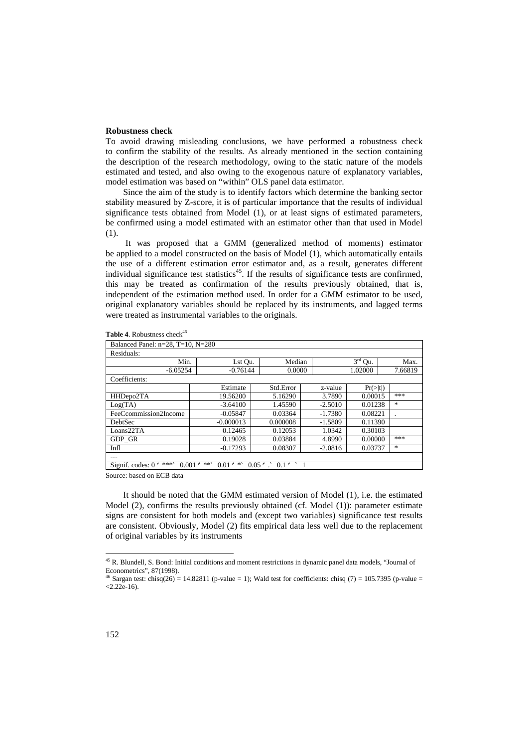**Robustness check**

To avoid drawing misleading conclusions, we have performed a robustness check to confirm the stability of the results. As already mentioned in the section containing the description of the research methodology, owing to the static nature of the models estimated and tested, and also owing to the exogenous nature of explanatory variables, model estimation was based on "within" OLS panel data estimator.

Since the aim of the study is to identify factors which determine the banking sector stability measured by Z-score, it is of particular importance that the results of individual significance tests obtained from Model (1), or at least signs of estimated parameters, be confirmed using a model estimated with an estimator other than that used in Model (1).

It was proposed that a GMM (generalized method of moments) estimator be applied to a model constructed on the basis of Model (1), which automatically entails the use of a different estimation error estimator and, as a result, generates different individual significance test statistics[45]. If the results of significance tests are confirmed, this may be treated as confirmation of the results previously obtained, that is, independent of the estimation method used. In order for a GMM estimator to be used, original explanatory variables should be replaced by its instruments, and lagged terms were treated as instrumental variables to the originals.

**Table 4**. Robustness check[46]

| Balanced Panel: n=28, T=10, N=280 | | | | | |
|---|---|---|---|---|---|
| Residuals: | | | | | |
| Min. | Lst Qu. | Median | 3rd Qu. | Max. | |
| -6.05254 | -0.76144 | 0.0000 | 1.02000 | 7.66819 | |
| Coefficients: | | | | | |
| | Estimate | Std.Error | z-value | Pr(>\|t\|) | |
| HHDepo2TA | 19.56200 | 5.16290 | 3.7890 | 0.00015 | *** |
| Log(TA) | -3.64100 | 1.45590 | -2.5010 | 0.01238 | * |
| FeeCcommission2Income | -0.05847 | 0.03364 | -1.7380 | 0.08221 | . |
| DebtSec | -0.000013 | 0.000008 | -1.5809 | 0.11390 | |
| Loans22TA | 0.12465 | 0.12053 | 1.0342 | 0.30103 | |
| GDP_GR | 0.19028 | 0.03884 | 4.8990 | 0.00000 | *** |
| Infl | -0.17293 | 0.08307 | -2.0816 | 0.03737 | * |
| --- | | | | | |
| Signif. codes: 0 '***' 0.001 '**' 0.01 '*' 0.05 '.' 0.1 ' ' 1 | | | | | |

Source: based on ECB data

It should be noted that the GMM estimated version of Model (1), i.e. the estimated Model (2), confirms the results previously obtained (cf. Model (1)): parameter estimate signs are consistent for both models and (except two variables) significance test results are consistent. Obviously, Model (2) fits empirical data less well due to the replacement of original variables by its instruments

[45] R. Blundell, S. Bond: Initial conditions and moment restrictions in dynamic panel data models, "Journal of Econometrics", 87(1998).

[46] Sargan test: chisq(26) = 14.82811 (p-value = 1); Wald test for coefficients: chisq (7) = 105.7395 (p-value = <2.22e-16).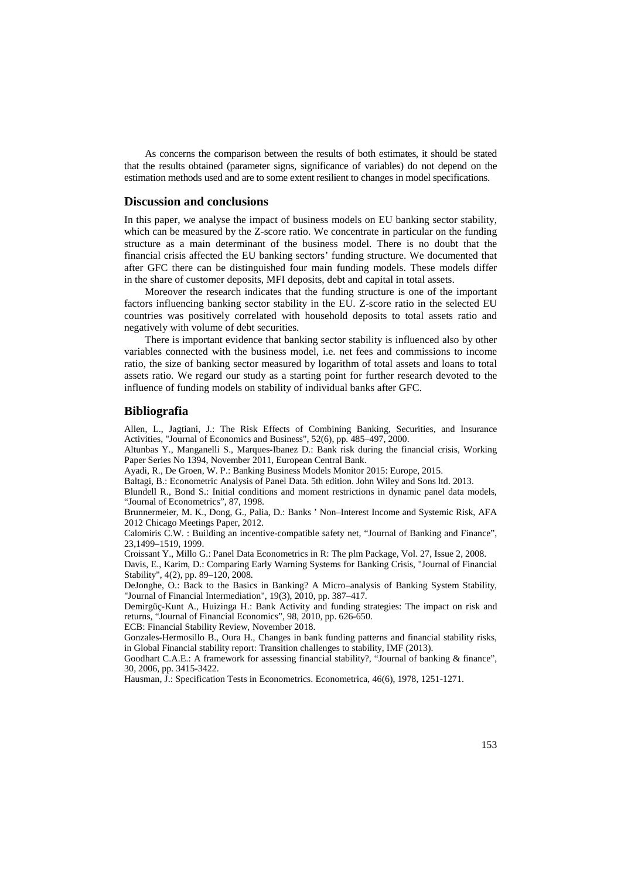As concerns the comparison between the results of both estimates, it should be stated that the results obtained (parameter signs, significance of variables) do not depend on the estimation methods used and are to some extent resilient to changes in model specifications.

## Discussion and conclusions

In this paper, we analyse the impact of business models on EU banking sector stability, which can be measured by the Z-score ratio. We concentrate in particular on the funding structure as a main determinant of the business model. There is no doubt that the financial crisis affected the EU banking sectors' funding structure. We documented that after GFC there can be distinguished four main funding models. These models differ in the share of customer deposits, MFI deposits, debt and capital in total assets.

Moreover the research indicates that the funding structure is one of the important factors influencing banking sector stability in the EU. Z-score ratio in the selected EU countries was positively correlated with household deposits to total assets ratio and negatively with volume of debt securities.

There is important evidence that banking sector stability is influenced also by other variables connected with the business model, i.e. net fees and commissions to income ratio, the size of banking sector measured by logarithm of total assets and loans to total assets ratio. We regard our study as a starting point for further research devoted to the influence of funding models on stability of individual banks after GFC.

## Bibliografia

Allen, L., Jagtiani, J.: The Risk Effects of Combining Banking, Securities, and Insurance Activities, "Journal of Economics and Business", 52(6), pp. 485–497, 2000.

Altunbas Y., Manganelli S., Marques-Ibanez D.: Bank risk during the financial crisis, Working Paper Series No 1394, November 2011, European Central Bank.

Ayadi, R., De Groen, W. P.: Banking Business Models Monitor 2015: Europe, 2015.

Baltagi, B.: Econometric Analysis of Panel Data. 5th edition. John Wiley and Sons ltd. 2013.

Blundell R., Bond S.: Initial conditions and moment restrictions in dynamic panel data models, "Journal of Econometrics", 87, 1998.

Brunnermeier, M. K., Dong, G., Palia, D.: Banks ' Non–Interest Income and Systemic Risk, AFA 2012 Chicago Meetings Paper, 2012.

Calomiris C.W. : Building an incentive-compatible safety net, "Journal of Banking and Finance", 23,1499–1519, 1999.

Croissant Y., Millo G.: Panel Data Econometrics in R: The plm Package, Vol. 27, Issue 2, 2008.

Davis, E., Karim, D.: Comparing Early Warning Systems for Banking Crisis, "Journal of Financial Stability", 4(2), pp. 89–120, 2008.

DeJonghe, O.: Back to the Basics in Banking? A Micro–analysis of Banking System Stability, "Journal of Financial Intermediation", 19(3), 2010, pp. 387–417.

Demirgüç-Kunt A., Huizinga H.: Bank Activity and funding strategies: The impact on risk and returns, "Journal of Financial Economics", 98, 2010, pp. 626-650.

ECB: Financial Stability Review, November 2018.

Gonzales-Hermosillo B., Oura H., Changes in bank funding patterns and financial stability risks, in Global Financial stability report: Transition challenges to stability, IMF (2013).

Goodhart C.A.E.: A framework for assessing financial stability?, "Journal of banking & finance", 30, 2006, pp. 3415-3422.

Hausman, J.: Specification Tests in Econometrics. Econometrica, 46(6), 1978, 1251-1271.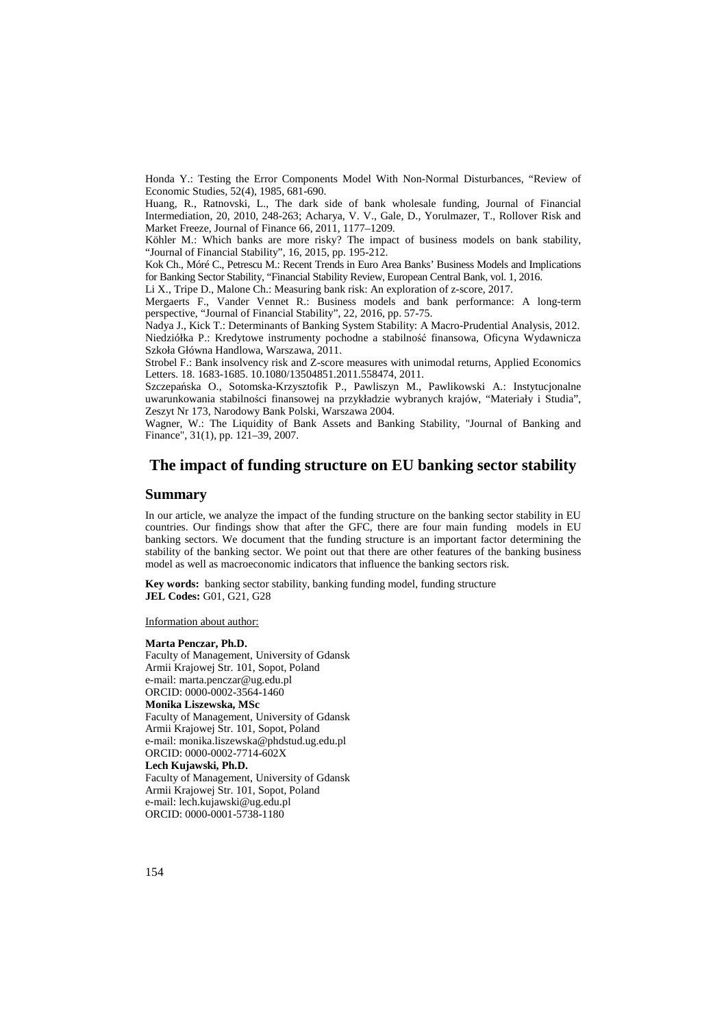Honda Y.: Testing the Error Components Model With Non-Normal Disturbances, "Review of Economic Studies, 52(4), 1985, 681-690.

Huang, R., Ratnovski, L., The dark side of bank wholesale funding, Journal of Financial Intermediation, 20, 2010, 248-263; Acharya, V. V., Gale, D., Yorulmazer, T., Rollover Risk and Market Freeze, Journal of Finance 66, 2011, 1177–1209.

Köhler M.: Which banks are more risky? The impact of business models on bank stability, "Journal of Financial Stability", 16, 2015, pp. 195-212.

Kok Ch., Móré C., Petrescu M.: Recent Trends in Euro Area Banks' Business Models and Implications for Banking Sector Stability, "Financial Stability Review, European Central Bank, vol. 1, 2016.

Li X., Tripe D., Malone Ch.: Measuring bank risk: An exploration of z-score, 2017.

Mergaerts F., Vander Vennet R.: Business models and bank performance: A long-term perspective, "Journal of Financial Stability", 22, 2016, pp. 57-75.

Nadya J., Kick T.: Determinants of Banking System Stability: A Macro-Prudential Analysis, 2012.

Niedziółka P.: Kredytowe instrumenty pochodne a stabilność finansowa, Oficyna Wydawnicza Szkoła Główna Handlowa, Warszawa, 2011.

Strobel F.: Bank insolvency risk and Z-score measures with unimodal returns, Applied Economics Letters. 18. 1683-1685. 10.1080/13504851.2011.558474, 2011.

Szczepańska O., Sotomska-Krzysztofik P., Pawliszyn M., Pawlikowski A.: Instytucjonalne uwarunkowania stabilności finansowej na przykładzie wybranych krajów, "Materiały i Studia", Zeszyt Nr 173, Narodowy Bank Polski, Warszawa 2004.

Wagner, W.: The Liquidity of Bank Assets and Banking Stability, "Journal of Banking and Finance", 31(1), pp. 121–39, 2007.

# The impact of funding structure on EU banking sector stability

## Summary

In our article, we analyze the impact of the funding structure on the banking sector stability in EU countries. Our findings show that after the GFC, there are four main funding models in EU banking sectors. We document that the funding structure is an important factor determining the stability of the banking sector. We point out that there are other features of the banking business model as well as macroeconomic indicators that influence the banking sectors risk.

**Key words:** banking sector stability, banking funding model, funding structure
**JEL Codes:** G01, G21, G28

Information about author:

**Marta Penczar, Ph.D.**
Faculty of Management, University of Gdansk
Armii Krajowej Str. 101, Sopot, Poland
e-mail: marta.penczar@ug.edu.pl
ORCID: 0000-0002-3564-1460

**Monika Liszewska, MSc**
Faculty of Management, University of Gdansk
Armii Krajowej Str. 101, Sopot, Poland
e-mail: monika.liszewska@phdstud.ug.edu.pl
ORCID: 0000-0002-7714-602X

**Lech Kujawski, Ph.D.**
Faculty of Management, University of Gdansk
Armii Krajowej Str. 101, Sopot, Poland
e-mail: lech.kujawski@ug.edu.pl
ORCID: 0000-0001-5738-1180